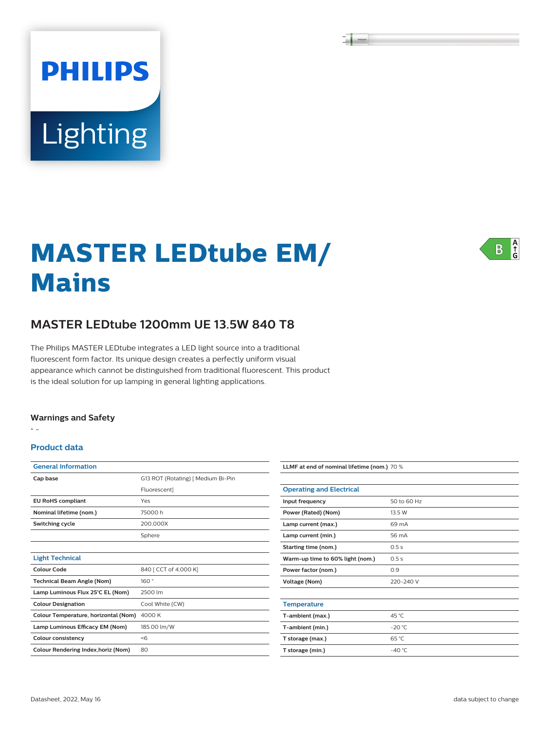# MASTER LEDtube EM/ Mains

## MASTER LEDtube 1200mm UE 13.5W 840 T8

The Philips MASTER LEDtube integrates a LED light source into a traditional fluorescent form factor. Its unique design creates a perfectly uniform visual appearance which cannot be distinguished from traditional fluorescent. This product is the ideal solution for up lamping in general lighting applications.

### Warnings and Safety

- -

### Product data

| General Information | |
|---|---|
| Cap base | G13 ROT (Rotating) [ Medium Bi-Pin Fluorescent] |
| EU RoHS compliant | Yes |
| Nominal lifetime (nom.) | 75000 h |
| Switching cycle | 200,000X |
| | Sphere |

| Light Technical | |
|---|---|
| Colour Code | 840 [ CCT of 4,000 K] |
| Technical Beam Angle (Nom) | 160 ° |
| Lamp Luminous Flux 25°C EL (Nom) | 2500 lm |
| Colour Designation | Cool White (CW) |
| Colour Temperature, horizontal (Nom) | 4000 K |
| Lamp Luminous Efficacy EM (Nom) | 185.00 lm/W |
| Colour consistency | <6 |
| Colour Rendering Index,horiz (Nom) | 80 |
| LLMF at end of nominal lifetime (nom.) | 70 % |

| Operating and Electrical | |
|---|---|
| Input frequency | 50 to 60 Hz |
| Power (Rated) (Nom) | 13.5 W |
| Lamp current (max.) | 69 mA |
| Lamp current (min.) | 56 mA |
| Starting time (nom.) | 0.5 s |
| Warm-up time to 60% light (nom.) | 0.5 s |
| Power factor (nom.) | 0.9 |
| Voltage (Nom) | 220-240 V |

| Temperature | |
|---|---|
| T-ambient (max.) | 45 °C |
| T-ambient (min.) | -20 °C |
| T storage (max.) | 65 °C |
| T storage (min.) | -40 °C |

Datasheet, 2022, May 16 data subject to change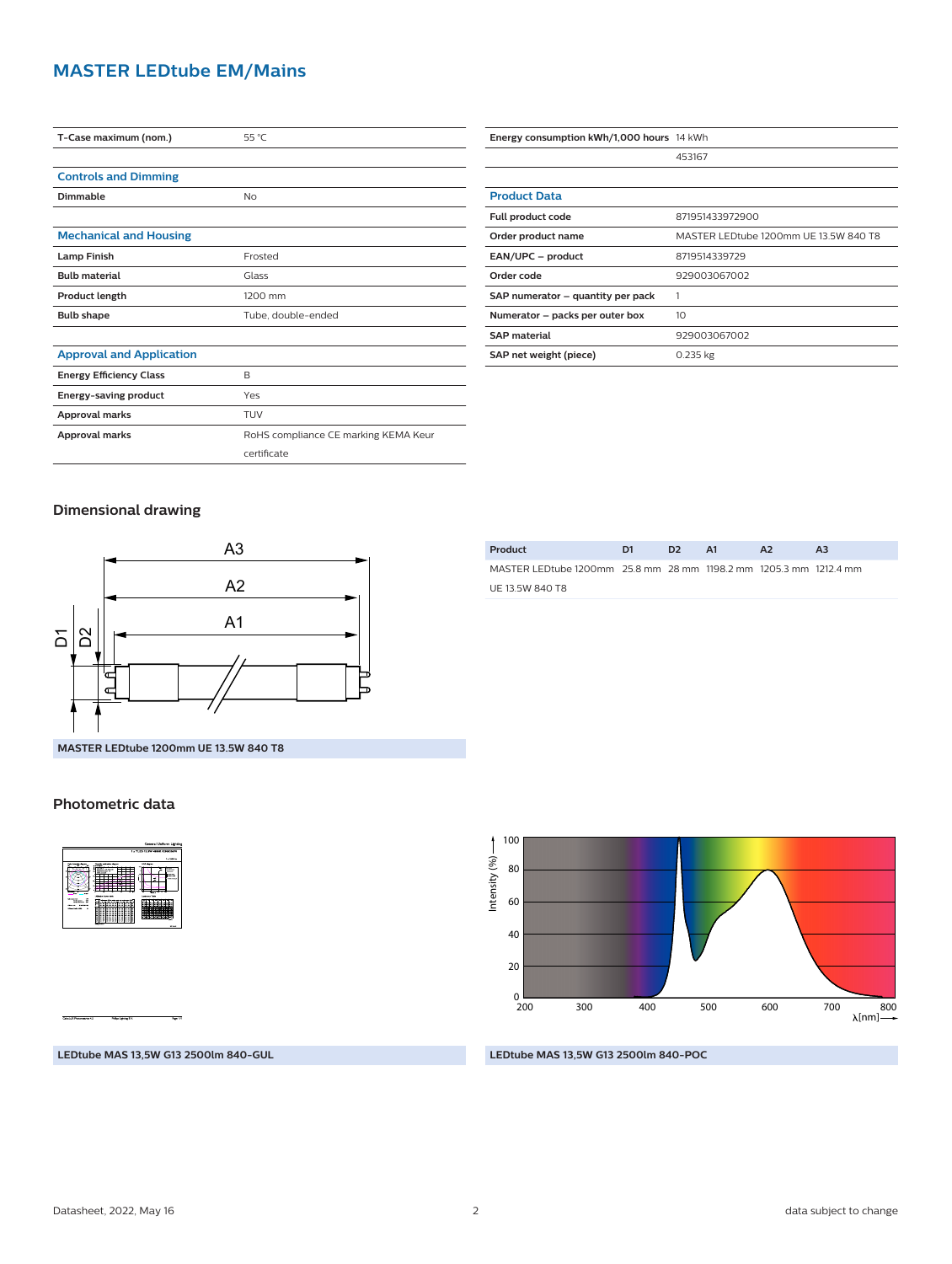# MASTER LEDtube EM/Mains

| | |
|---|---|
| T-Case maximum (nom.) | 55 °C |

## Controls and Dimming

| | |
|---|---|
| Dimmable | No |

## Mechanical and Housing

| | |
|---|---|
| Lamp Finish | Frosted |
| Bulb material | Glass |
| Product length | 1200 mm |
| Bulb shape | Tube, double-ended |

## Approval and Application

| | |
|---|---|
| Energy Efficiency Class | B |
| Energy-saving product | Yes |
| Approval marks | TUV |
| Approval marks | RoHS compliance CE marking KEMA Keur certificate |

| | |
|---|---|
| Energy consumption kWh/1,000 hours | 14 kWh |
| | 453167 |

## Product Data

| | |
|---|---|
| Full product code | 871951433972900 |
| Order product name | MASTER LEDtube 1200mm UE 13.5W 840 T8 |
| EAN/UPC – product | 8719514339729 |
| Order code | 929003067002 |
| SAP numerator – quantity per pack | 1 |
| Numerator – packs per outer box | 10 |
| SAP material | 929003067002 |
| SAP net weight (piece) | 0.235 kg |

## Dimensional drawing

| Product | D1 | D2 | A1 | A2 | A3 |
|---|---|---|---|---|---|
| MASTER LEDtube 1200mm UE 13.5W 840 T8 | 25.8 mm | 28 mm | 1198.2 mm | 1205.3 mm | 1212.4 mm |

**MASTER LEDtube 1200mm UE 13.5W 840 T8**

## Photometric data

**LEDtube MAS 13,5W G13 2500lm 840-GUL**

**LEDtube MAS 13,5W G13 2500lm 840-POC**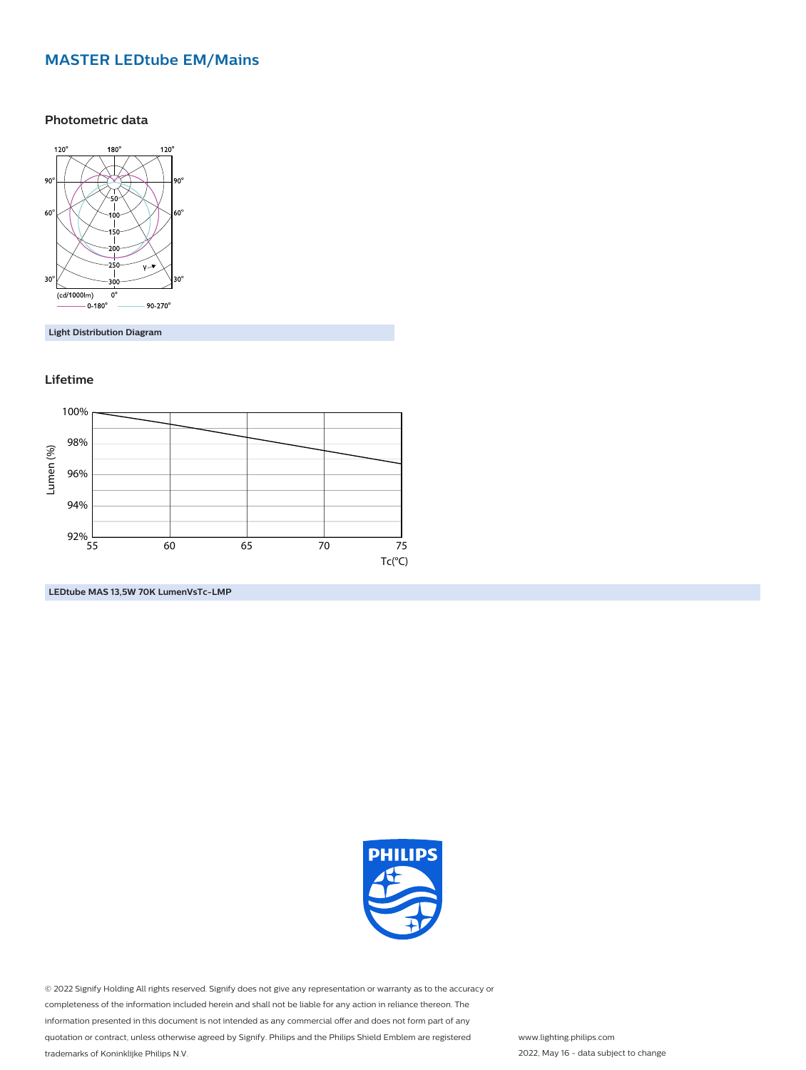## MASTER LEDtube EM/Mains

### Photometric data

120° 180° 120°
90° 90°
60° 60°
30° 30°
50
100
150
200
250
300
γ
(cd/1000lm) 0°
0-180° 90-270°

**Light Distribution Diagram**

### Lifetime

100%
98%
96%
94%
92%
Lumen (%)
55 60 65 70 75
Tc(°C)

**LEDtube MAS 13,5W 70K LumenVsTc-LMP**

© 2022 Signify Holding All rights reserved. Signify does not give any representation or warranty as to the accuracy or completeness of the information included herein and shall not be liable for any action in reliance thereon. The information presented in this document is not intended as any commercial offer and does not form part of any quotation or contract, unless otherwise agreed by Signify. Philips and the Philips Shield Emblem are registered trademarks of Koninklijke Philips N.V.

www.lighting.philips.com
2022, May 16 - data subject to change